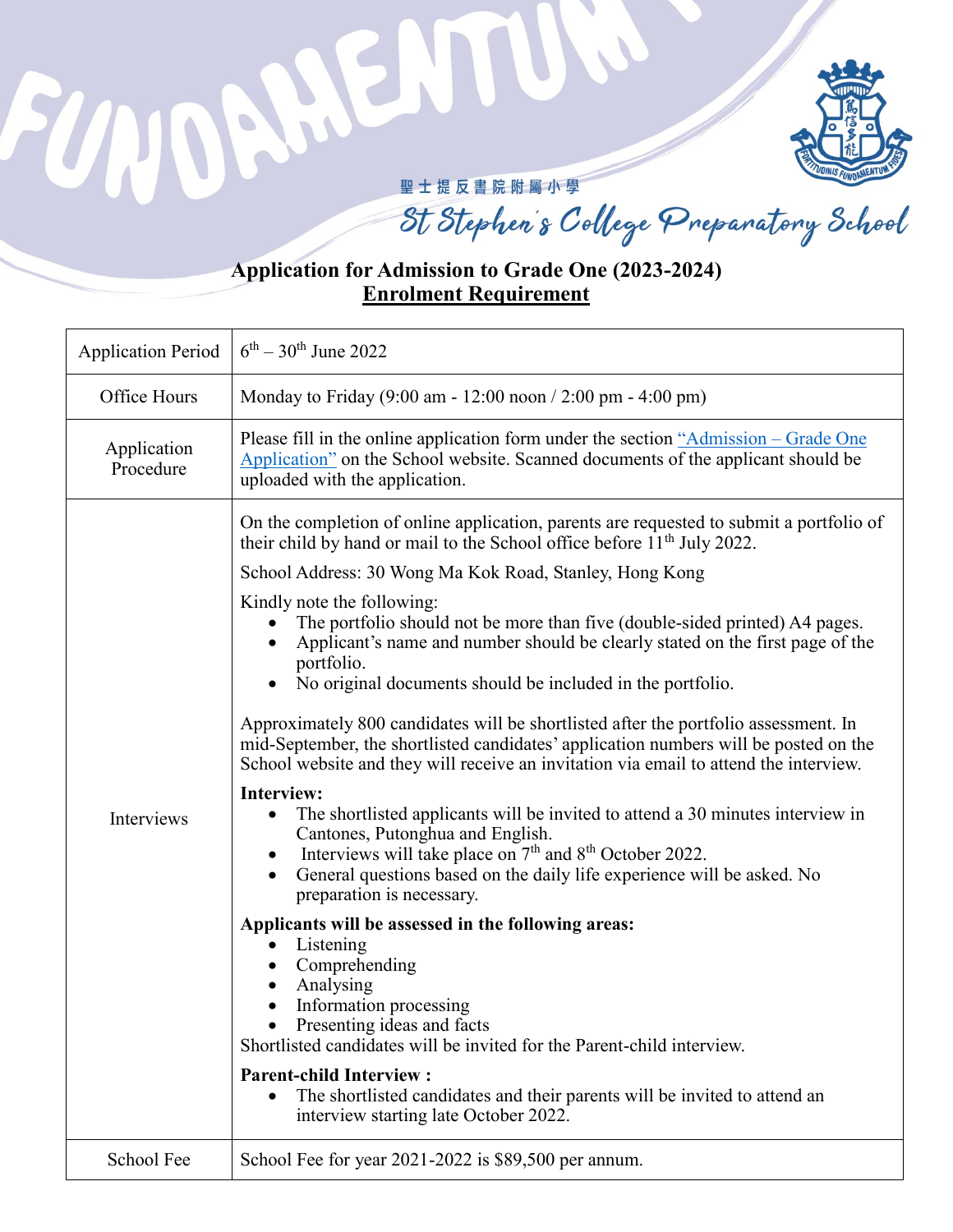聖士提反書院附屬小學

St Stephen's College Preparatory School

# Application for Admission to Grade One (2023-2024)

## Enrolment Requirement

| | |
|---|---|
| Application Period | 6th – 30th June 2022 |
| Office Hours | Monday to Friday (9:00 am - 12:00 noon / 2:00 pm - 4:00 pm) |
| Application Procedure | Please fill in the online application form under the section "Admission – Grade One Application" on the School website. Scanned documents of the applicant should be uploaded with the application. |
| Interviews | On the completion of online application, parents are requested to submit a portfolio of their child by hand or mail to the School office before 11th July 2022.<br><br>School Address: 30 Wong Ma Kok Road, Stanley, Hong Kong<br><br>Kindly note the following:<br>• The portfolio should not be more than five (double-sided printed) A4 pages.<br>• Applicant's name and number should be clearly stated on the first page of the portfolio.<br>• No original documents should be included in the portfolio.<br><br>Approximately 800 candidates will be shortlisted after the portfolio assessment. In mid-September, the shortlisted candidates' application numbers will be posted on the School website and they will receive an invitation via email to attend the interview.<br><br>**Interview:**<br>• The shortlisted applicants will be invited to attend a 30 minutes interview in Cantones, Putonghua and English.<br>• Interviews will take place on 7th and 8th October 2022.<br>• General questions based on the daily life experience will be asked. No preparation is necessary.<br><br>**Applicants will be assessed in the following areas:**<br>• Listening<br>• Comprehending<br>• Analysing<br>• Information processing<br>• Presenting ideas and facts<br>Shortlisted candidates will be invited for the Parent-child interview.<br><br>**Parent-child Interview :**<br>• The shortlisted candidates and their parents will be invited to attend an interview starting late October 2022. |
| School Fee | School Fee for year 2021-2022 is $89,500 per annum. |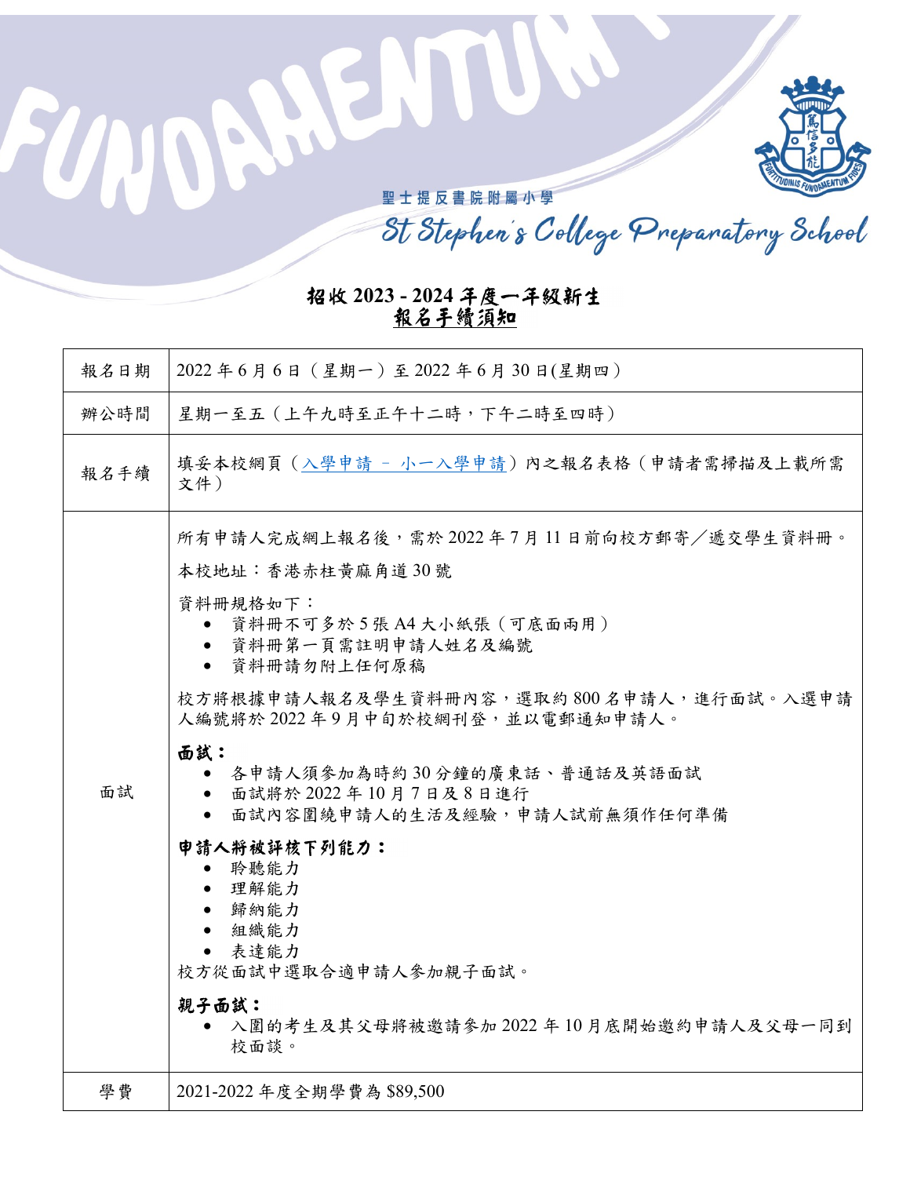聖士提反書院附屬小學

St Stephen's College Preparatory School

# 招收 2023 - 2024 年度一年級新生
## 報名手續須知

| | |
|---|---|
| 報名日期 | 2022 年 6 月 6 日（星期一）至 2022 年 6 月 30 日(星期四） |
| 辦公時間 | 星期一至五（上午九時至正午十二時，下午二時至四時） |
| 報名手續 | 填妥本校網頁（入學申請 – 小一入學申請）內之報名表格（申請者需掃描及上載所需文件） |
| 面試 | 所有申請人完成網上報名後，需於 2022 年 7 月 11 日前向校方郵寄／遞交學生資料冊。<br><br>本校地址：香港赤柱黃麻角道 30 號<br><br>資料冊規格如下：<br>• 資料冊不可多於 5 張 A4 大小紙張（可底面兩用）<br>• 資料冊第一頁需註明申請人姓名及編號<br>• 資料冊請勿附上任何原稿<br><br>校方將根據申請人報名及學生資料冊內容，選取約 800 名申請人，進行面試。入選申請人編號將於 2022 年 9 月中旬於校網刊登，並以電郵通知申請人。<br><br>**面試：**<br>• 各申請人須參加為時約 30 分鐘的廣東話、普通話及英語面試<br>• 面試將於 2022 年 10 月 7 日及 8 日進行<br>• 面試內容圍繞申請人的生活及經驗，申請人試前無須作任何準備<br><br>**申請人將被評核下列能力：**<br>• 聆聽能力<br>• 理解能力<br>• 歸納能力<br>• 組織能力<br>• 表達能力<br>校方從面試中選取合適申請人參加親子面試。<br><br>**親子面試：**<br>• 入圍的考生及其父母將被邀請參加 2022 年 10 月底開始邀約申請人及父母一同到校面談。 |
| 學費 | 2021-2022 年度全期學費為 $89,500 |